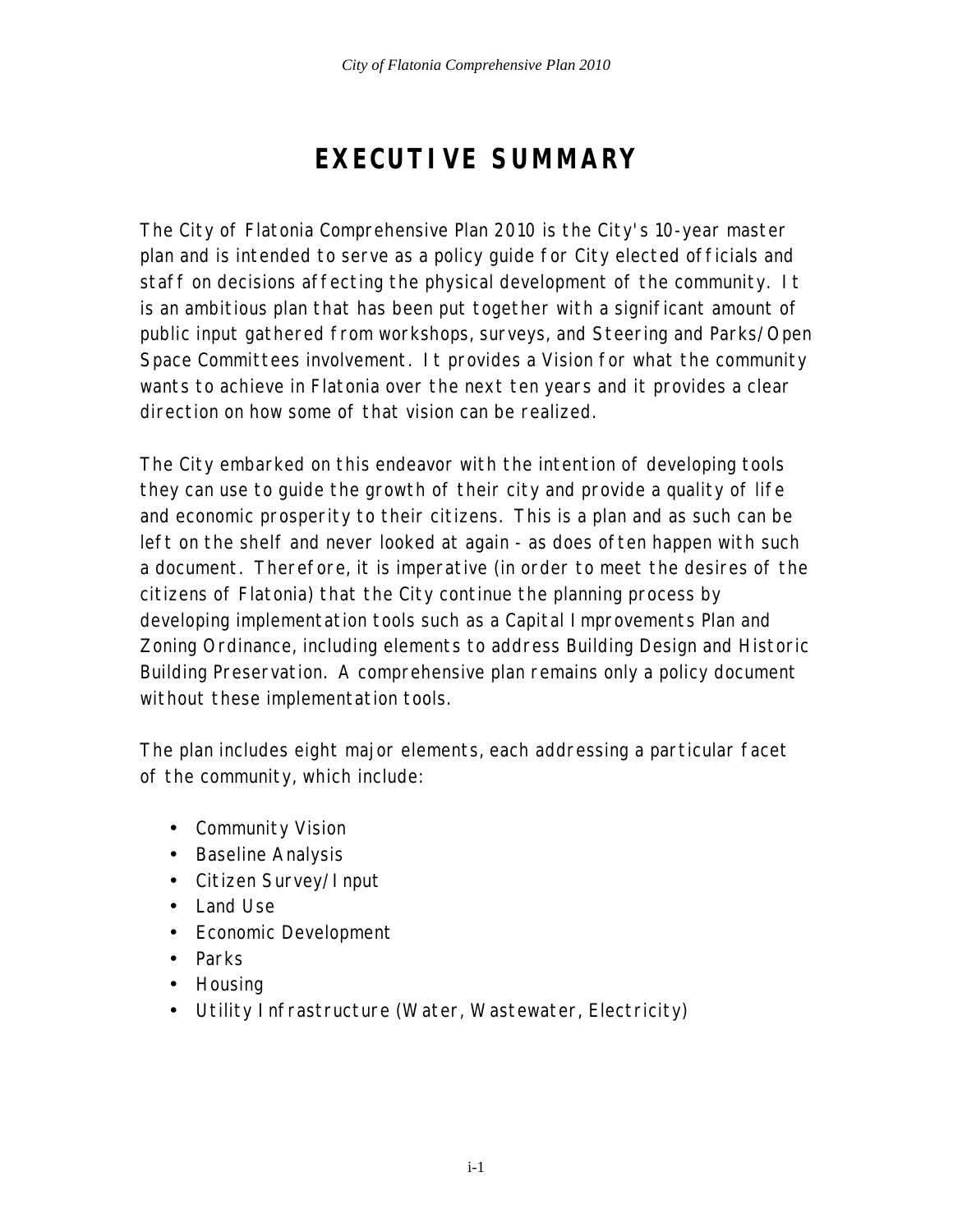# EXECUTIVE SUMMARY

The City of Flatonia Comprehensive Plan 2010 is the City's 10-year master plan and is intended to serve as a policy guide for City elected officials and staff on decisions affecting the physical development of the community. It is an ambitious plan that has been put together with a significant amount of public input gathered from workshops, surveys, and Steering and Parks/Open Space Committees involvement. It provides a Vision for what the community wants to achieve in Flatonia over the next ten years and it provides a clear direction on how some of that vision can be realized.

The City embarked on this endeavor with the intention of developing tools they can use to guide the growth of their city and provide a quality of life and economic prosperity to their citizens. This is a plan and as such can be left on the shelf and never looked at again - as does often happen with such a document. Therefore, it is imperative (in order to meet the desires of the citizens of Flatonia) that the City continue the planning process by developing implementation tools such as a Capital Improvements Plan and Zoning Ordinance, including elements to address Building Design and Historic Building Preservation. A comprehensive plan remains only a policy document without these implementation tools.

The plan includes eight major elements, each addressing a particular facet of the community, which include:

- Community Vision
- Baseline Analysis
- Citizen Survey/Input
- Land Use
- Economic Development
- Parks
- Housing
- Utility Infrastructure (Water, Wastewater, Electricity)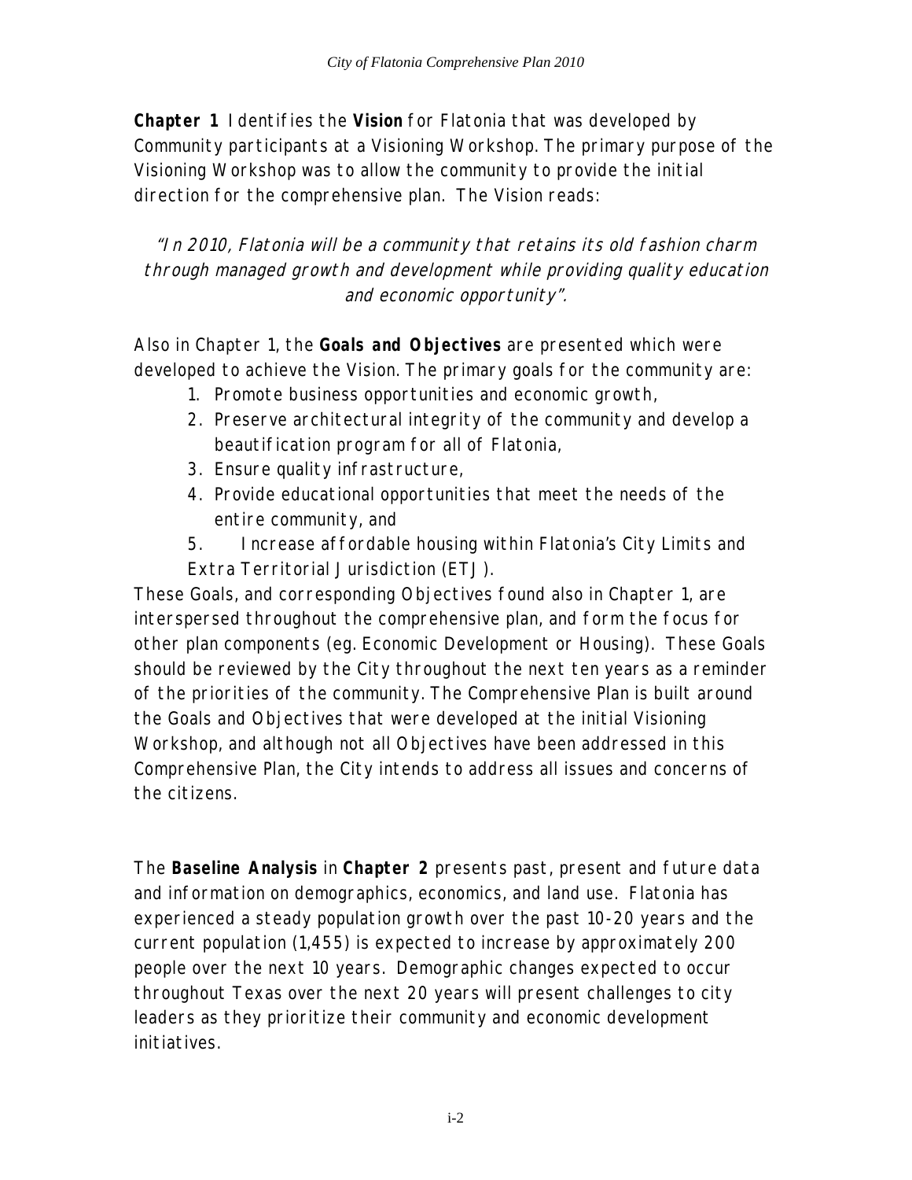**Chapter 1** Identifies the **Vision** for Flatonia that was developed by Community participants at a Visioning Workshop. The primary purpose of the Visioning Workshop was to allow the community to provide the initial direction for the comprehensive plan. The Vision reads:

*"In 2010, Flatonia will be a community that retains its old fashion charm through managed growth and development while providing quality education and economic opportunity".*

Also in Chapter 1, the **Goals and Objectives** are presented which were developed to achieve the Vision. The primary goals for the community are:

1. Promote business opportunities and economic growth,
2. Preserve architectural integrity of the community and develop a beautification program for all of Flatonia,
3. Ensure quality infrastructure,
4. Provide educational opportunities that meet the needs of the entire community, and
5. Increase affordable housing within Flatonia's City Limits and Extra Territorial Jurisdiction (ETJ).

These Goals, and corresponding Objectives found also in Chapter 1, are interspersed throughout the comprehensive plan, and form the focus for other plan components (eg. Economic Development or Housing). These Goals should be reviewed by the City throughout the next ten years as a reminder of the priorities of the community. The Comprehensive Plan is built around the Goals and Objectives that were developed at the initial Visioning Workshop, and although not all Objectives have been addressed in this Comprehensive Plan, the City intends to address all issues and concerns of the citizens.

The **Baseline Analysis** in **Chapter 2** presents past, present and future data and information on demographics, economics, and land use. Flatonia has experienced a steady population growth over the past 10-20 years and the current population (1,455) is expected to increase by approximately 200 people over the next 10 years. Demographic changes expected to occur throughout Texas over the next 20 years will present challenges to city leaders as they prioritize their community and economic development initiatives.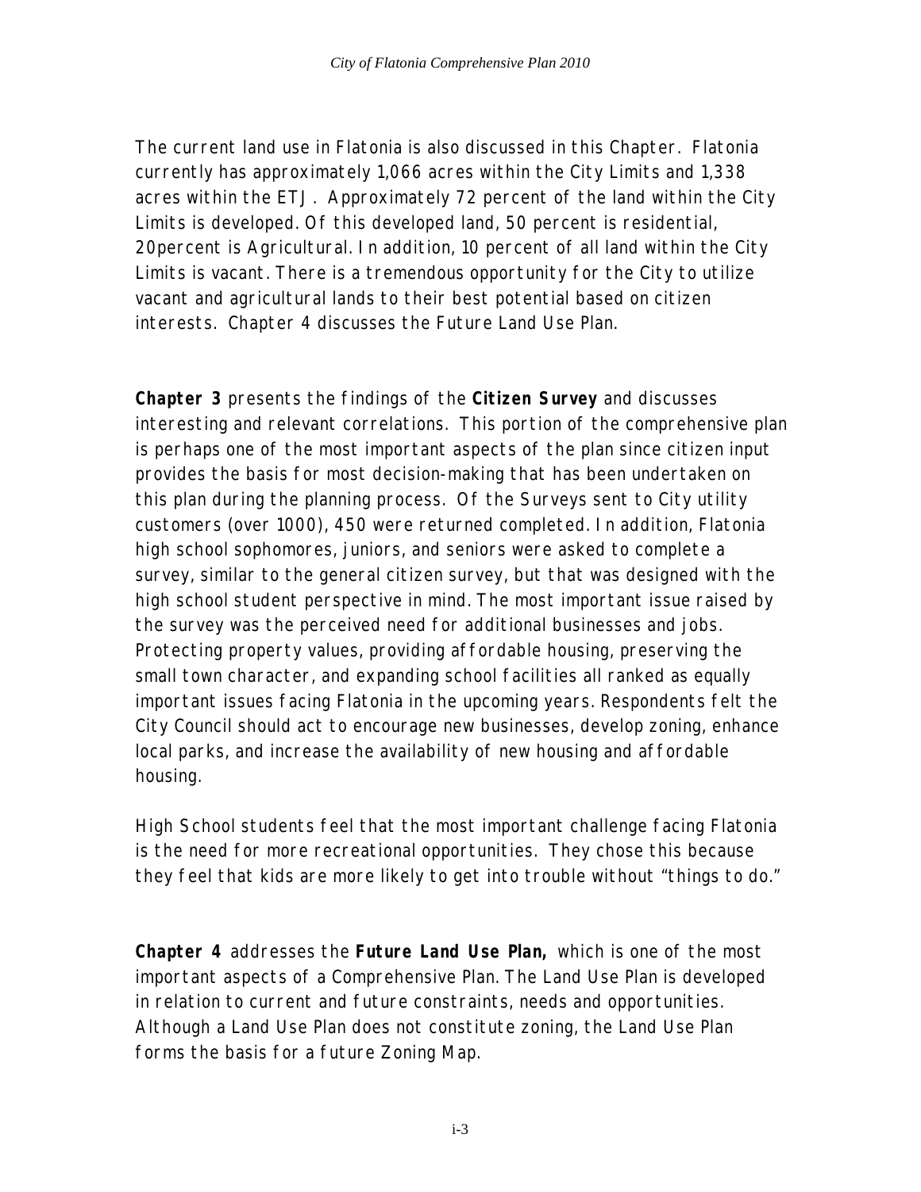The current land use in Flatonia is also discussed in this Chapter. Flatonia currently has approximately 1,066 acres within the City Limits and 1,338 acres within the ETJ. Approximately 72 percent of the land within the City Limits is developed. Of this developed land, 50 percent is residential, 20percent is Agricultural. In addition, 10 percent of all land within the City Limits is vacant. There is a tremendous opportunity for the City to utilize vacant and agricultural lands to their best potential based on citizen interests. Chapter 4 discusses the Future Land Use Plan.

**Chapter 3** presents the findings of the **Citizen Survey** and discusses interesting and relevant correlations. This portion of the comprehensive plan is perhaps one of the most important aspects of the plan since citizen input provides the basis for most decision-making that has been undertaken on this plan during the planning process. Of the Surveys sent to City utility customers (over 1000), 450 were returned completed. In addition, Flatonia high school sophomores, juniors, and seniors were asked to complete a survey, similar to the general citizen survey, but that was designed with the high school student perspective in mind. The most important issue raised by the survey was the perceived need for additional businesses and jobs. Protecting property values, providing affordable housing, preserving the small town character, and expanding school facilities all ranked as equally important issues facing Flatonia in the upcoming years. Respondents felt the City Council should act to encourage new businesses, develop zoning, enhance local parks, and increase the availability of new housing and affordable housing.

High School students feel that the most important challenge facing Flatonia is the need for more recreational opportunities. They chose this because they feel that kids are more likely to get into trouble without "things to do."

**Chapter 4** addresses the **Future Land Use Plan,** which is one of the most important aspects of a Comprehensive Plan. The Land Use Plan is developed in relation to current and future constraints, needs and opportunities. Although a Land Use Plan does not constitute zoning, the Land Use Plan forms the basis for a future Zoning Map.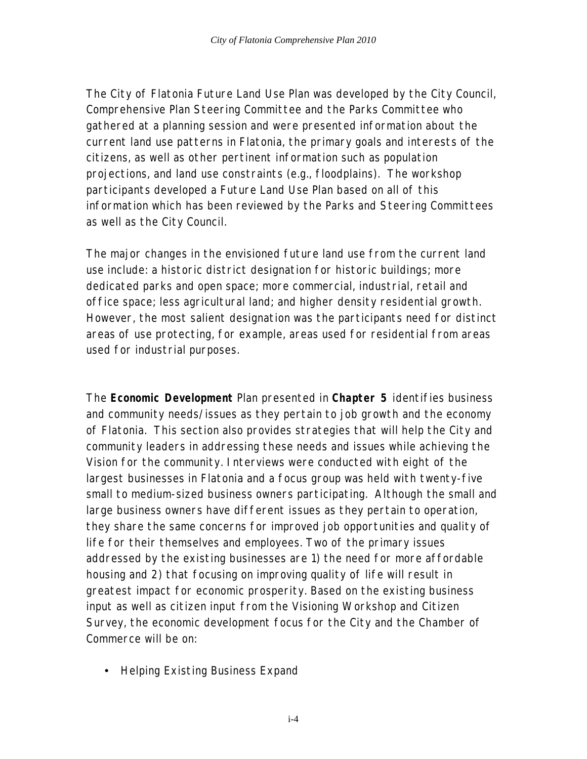The City of Flatonia Future Land Use Plan was developed by the City Council, Comprehensive Plan Steering Committee and the Parks Committee who gathered at a planning session and were presented information about the current land use patterns in Flatonia, the primary goals and interests of the citizens, as well as other pertinent information such as population projections, and land use constraints (e.g., floodplains). The workshop participants developed a Future Land Use Plan based on all of this information which has been reviewed by the Parks and Steering Committees as well as the City Council.

The major changes in the envisioned future land use from the current land use include: a historic district designation for historic buildings; more dedicated parks and open space; more commercial, industrial, retail and office space; less agricultural land; and higher density residential growth. However, the most salient designation was the participants need for distinct areas of use protecting, for example, areas used for residential from areas used for industrial purposes.

The **Economic Development** Plan presented in **Chapter 5** identifies business and community needs/issues as they pertain to job growth and the economy of Flatonia. This section also provides strategies that will help the City and community leaders in addressing these needs and issues while achieving the Vision for the community. Interviews were conducted with eight of the largest businesses in Flatonia and a focus group was held with twenty-five small to medium-sized business owners participating. Although the small and large business owners have different issues as they pertain to operation, they share the same concerns for improved job opportunities and quality of life for their themselves and employees. Two of the primary issues addressed by the existing businesses are 1) the need for more affordable housing and 2) that focusing on improving quality of life will result in greatest impact for economic prosperity. Based on the existing business input as well as citizen input from the Visioning Workshop and Citizen Survey, the economic development focus for the City and the Chamber of Commerce will be on:

- Helping Existing Business Expand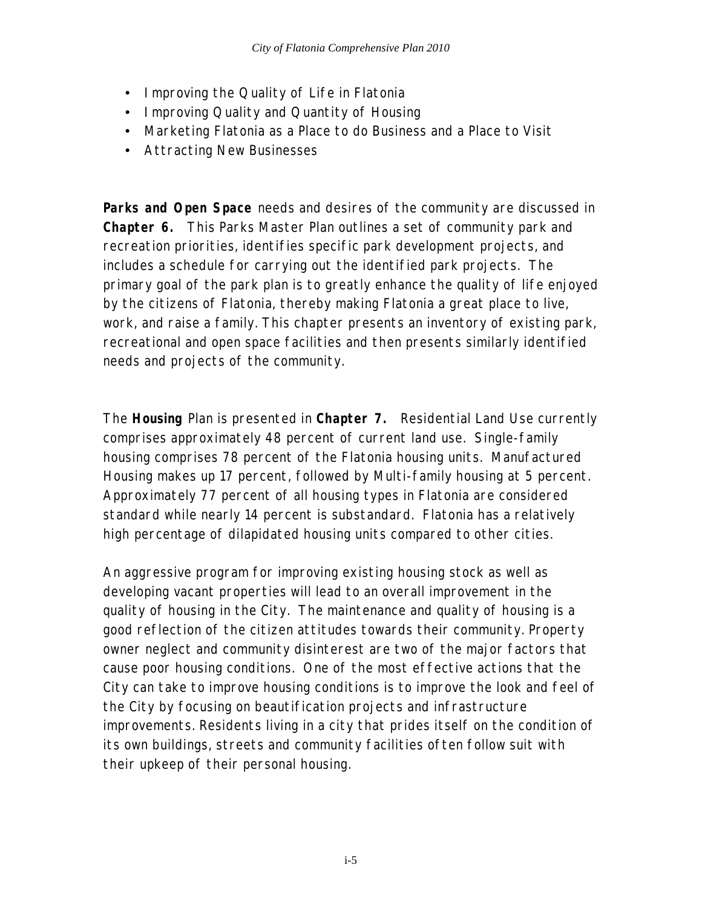- Improving the Quality of Life in Flatonia
- Improving Quality and Quantity of Housing
- Marketing Flatonia as a Place to do Business and a Place to Visit
- Attracting New Businesses

**Parks and Open Space** needs and desires of the community are discussed in **Chapter 6.** This Parks Master Plan outlines a set of community park and recreation priorities, identifies specific park development projects, and includes a schedule for carrying out the identified park projects. The primary goal of the park plan is to greatly enhance the quality of life enjoyed by the citizens of Flatonia, thereby making Flatonia a great place to live, work, and raise a family. This chapter presents an inventory of existing park, recreational and open space facilities and then presents similarly identified needs and projects of the community.

The **Housing** Plan is presented in **Chapter 7.** Residential Land Use currently comprises approximately 48 percent of current land use. Single-family housing comprises 78 percent of the Flatonia housing units. Manufactured Housing makes up 17 percent, followed by Multi-family housing at 5 percent. Approximately 77 percent of all housing types in Flatonia are considered standard while nearly 14 percent is substandard. Flatonia has a relatively high percentage of dilapidated housing units compared to other cities.

An aggressive program for improving existing housing stock as well as developing vacant properties will lead to an overall improvement in the quality of housing in the City. The maintenance and quality of housing is a good reflection of the citizen attitudes towards their community. Property owner neglect and community disinterest are two of the major factors that cause poor housing conditions. One of the most effective actions that the City can take to improve housing conditions is to improve the look and feel of the City by focusing on beautification projects and infrastructure improvements. Residents living in a city that prides itself on the condition of its own buildings, streets and community facilities often follow suit with their upkeep of their personal housing.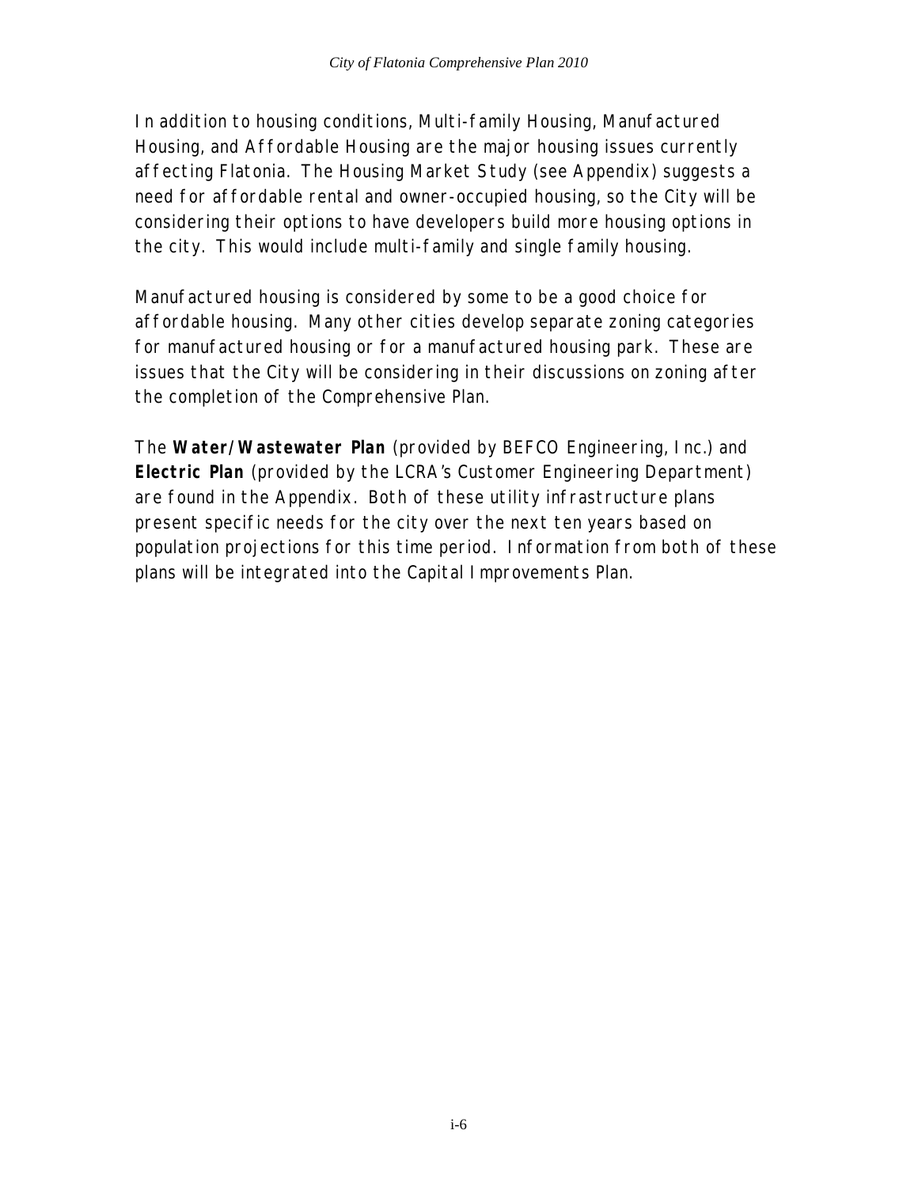In addition to housing conditions, Multi-family Housing, Manufactured Housing, and Affordable Housing are the major housing issues currently affecting Flatonia. The Housing Market Study (see Appendix) suggests a need for affordable rental and owner-occupied housing, so the City will be considering their options to have developers build more housing options in the city. This would include multi-family and single family housing.

Manufactured housing is considered by some to be a good choice for affordable housing. Many other cities develop separate zoning categories for manufactured housing or for a manufactured housing park. These are issues that the City will be considering in their discussions on zoning after the completion of the Comprehensive Plan.

The **Water/Wastewater Plan** (provided by BEFCO Engineering, Inc.) and **Electric Plan** (provided by the LCRA's Customer Engineering Department) are found in the Appendix. Both of these utility infrastructure plans present specific needs for the city over the next ten years based on population projections for this time period. Information from both of these plans will be integrated into the Capital Improvements Plan.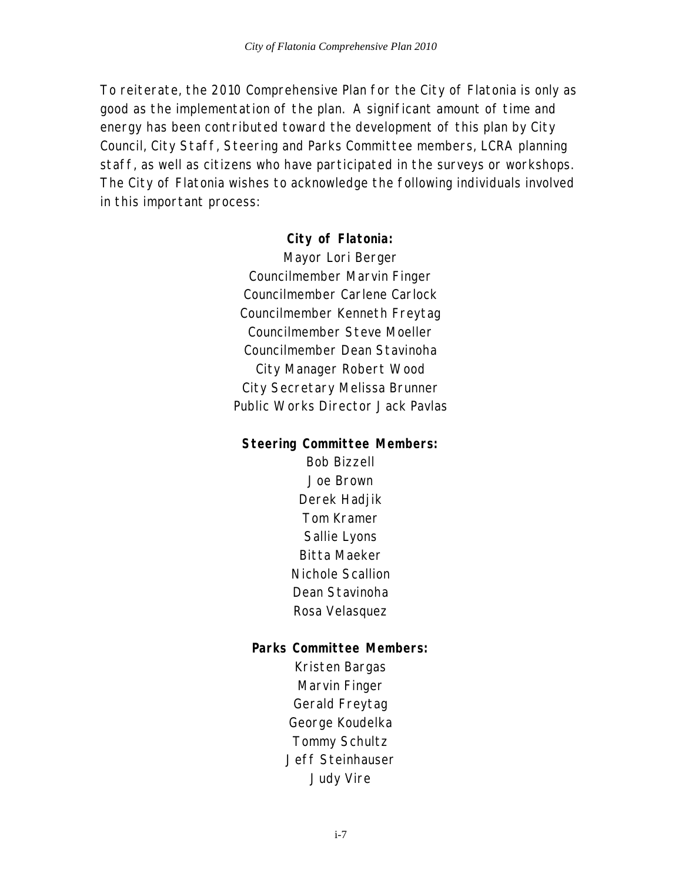To reiterate, the 2010 Comprehensive Plan for the City of Flatonia is only as good as the implementation of the plan. A significant amount of time and energy has been contributed toward the development of this plan by City Council, City Staff, Steering and Parks Committee members, LCRA planning staff, as well as citizens who have participated in the surveys or workshops. The City of Flatonia wishes to acknowledge the following individuals involved in this important process:

**City of Flatonia:**

Mayor Lori Berger
Councilmember Marvin Finger
Councilmember Carlene Carlock
Councilmember Kenneth Freytag
Councilmember Steve Moeller
Councilmember Dean Stavinoha
City Manager Robert Wood
City Secretary Melissa Brunner
Public Works Director Jack Pavlas

**Steering Committee Members:**

Bob Bizzell
Joe Brown
Derek Hadjik
Tom Kramer
Sallie Lyons
Bitta Maeker
Nichole Scallion
Dean Stavinoha
Rosa Velasquez

**Parks Committee Members:**

Kristen Bargas
Marvin Finger
Gerald Freytag
George Koudelka
Tommy Schultz
Jeff Steinhauser
Judy Vire